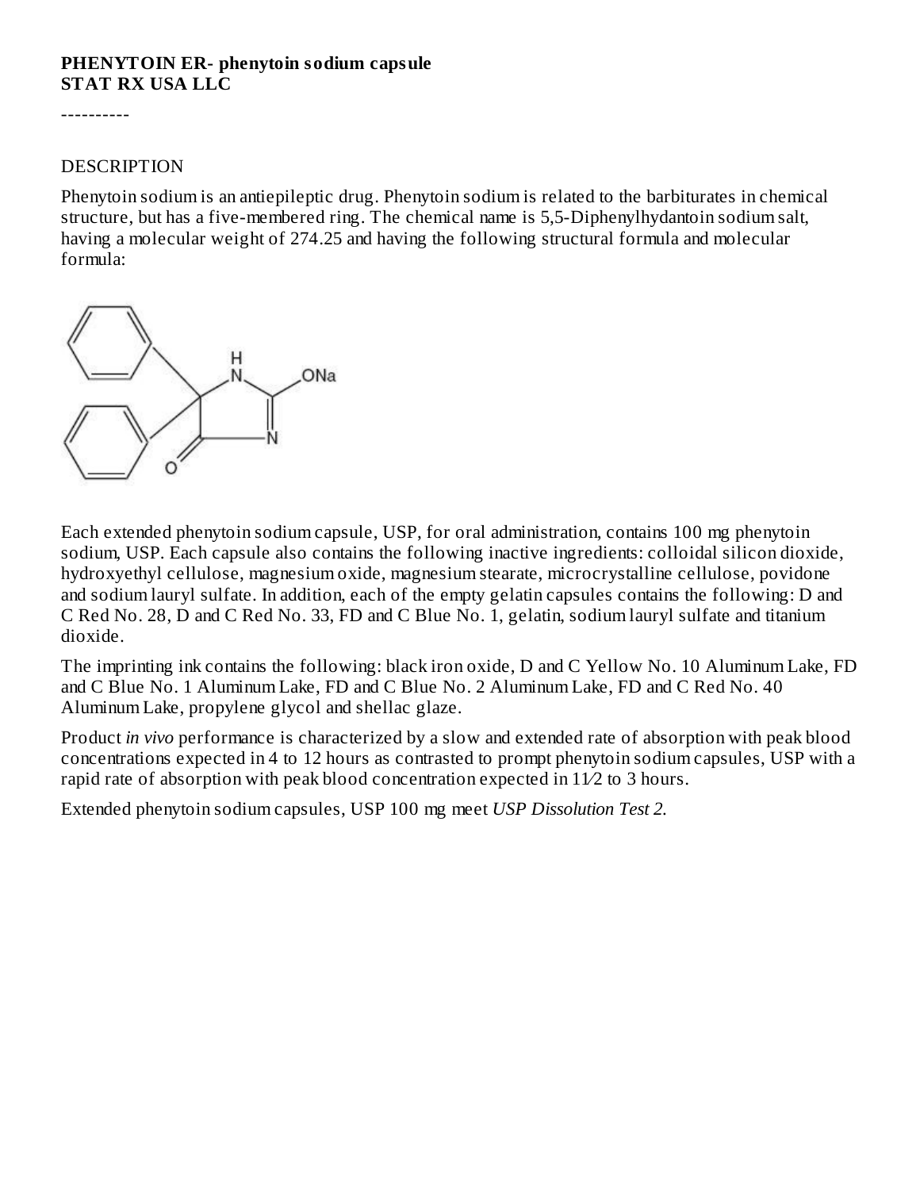**PHENYTOIN ER- phenytoin sodium capsule**
**STAT RX USA LLC**

----------

DESCRIPTION

Phenytoin sodium is an antiepileptic drug. Phenytoin sodium is related to the barbiturates in chemical structure, but has a five-membered ring. The chemical name is 5,5-Diphenylhydantoin sodium salt, having a molecular weight of 274.25 and having the following structural formula and molecular formula:

Each extended phenytoin sodium capsule, USP, for oral administration, contains 100 mg phenytoin sodium, USP. Each capsule also contains the following inactive ingredients: colloidal silicon dioxide, hydroxyethyl cellulose, magnesium oxide, magnesium stearate, microcrystalline cellulose, povidone and sodium lauryl sulfate. In addition, each of the empty gelatin capsules contains the following: D and C Red No. 28, D and C Red No. 33, FD and C Blue No. 1, gelatin, sodium lauryl sulfate and titanium dioxide.

The imprinting ink contains the following: black iron oxide, D and C Yellow No. 10 Aluminum Lake, FD and C Blue No. 1 Aluminum Lake, FD and C Blue No. 2 Aluminum Lake, FD and C Red No. 40 Aluminum Lake, propylene glycol and shellac glaze.

Product *in vivo* performance is characterized by a slow and extended rate of absorption with peak blood concentrations expected in 4 to 12 hours as contrasted to prompt phenytoin sodium capsules, USP with a rapid rate of absorption with peak blood concentration expected in 1½ to 3 hours.

Extended phenytoin sodium capsules, USP 100 mg meet *USP Dissolution Test 2.*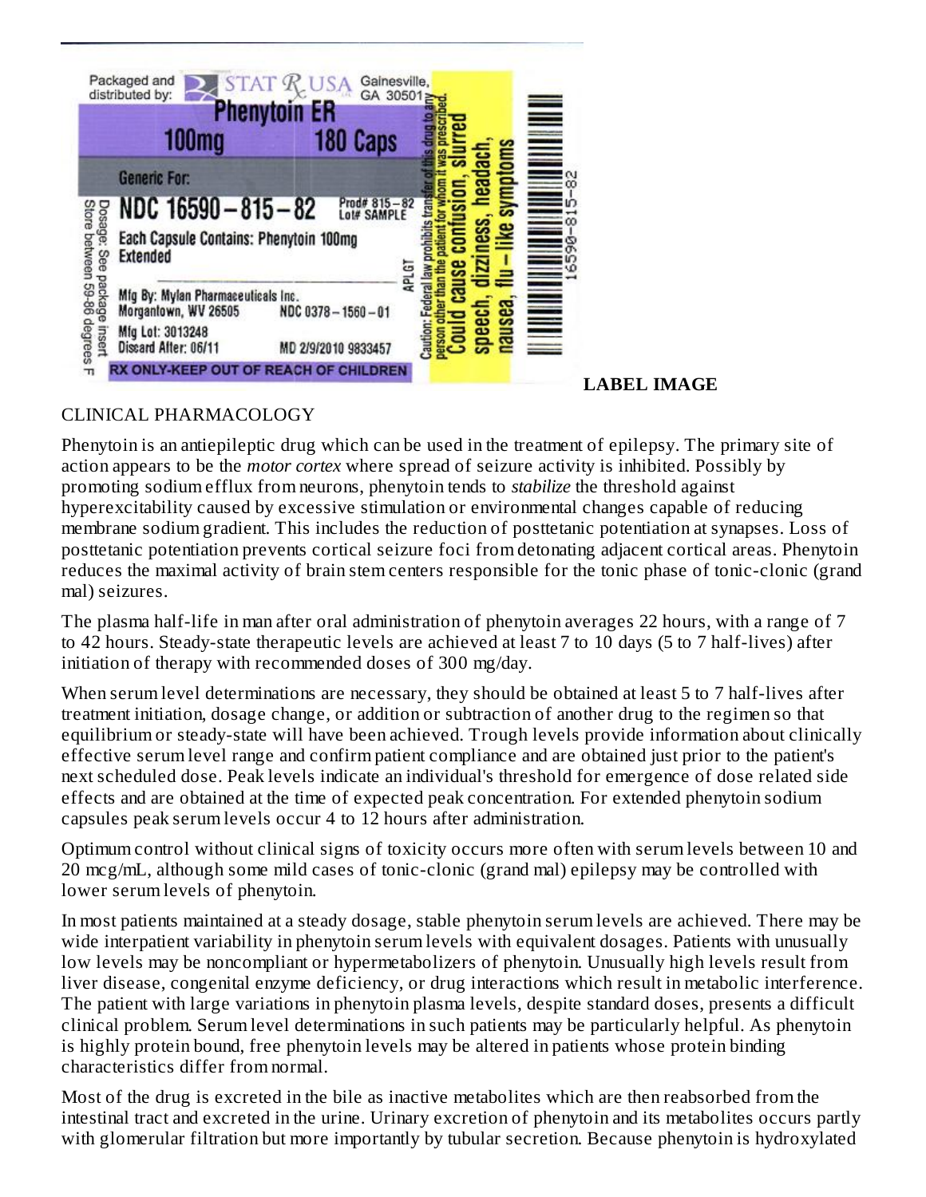Packaged and distributed by: STAT Rx USA Gainesville, GA 30501

**Phenytoin ER**

**100mg 180 Caps**

Generic For:

**NDC 16590 – 815 – 82** Prod# 815 – 82 Lot# SAMPLE

Each Capsule Contains: Phenytoin 100mg Extended

Mfg By: Mylan Pharmaceuticals Inc. Morgantown, WV 26505 NDC 0378 – 1560 – 01

Mfg Lot: 3013248

Discard After: 06/11 MD 2/9/2010 9833457

RX ONLY-KEEP OUT OF REACH OF CHILDREN

Dosage: See package insert

Store between 59-86 degrees F

APLGT

Caution: Federal law prohibits transfer of this drug to any person other than the patient for whom it was prescribed.

Could cause confusion, slurred speech, dizziness, headach, nausea, flu – like symptoms

16590-815-82

**LABEL IMAGE**

## CLINICAL PHARMACOLOGY

Phenytoin is an antiepileptic drug which can be used in the treatment of epilepsy. The primary site of action appears to be the *motor cortex* where spread of seizure activity is inhibited. Possibly by promoting sodium efflux from neurons, phenytoin tends to *stabilize* the threshold against hyperexcitability caused by excessive stimulation or environmental changes capable of reducing membrane sodium gradient. This includes the reduction of posttetanic potentiation at synapses. Loss of posttetanic potentiation prevents cortical seizure foci from detonating adjacent cortical areas. Phenytoin reduces the maximal activity of brain stem centers responsible for the tonic phase of tonic-clonic (grand mal) seizures.

The plasma half-life in man after oral administration of phenytoin averages 22 hours, with a range of 7 to 42 hours. Steady-state therapeutic levels are achieved at least 7 to 10 days (5 to 7 half-lives) after initiation of therapy with recommended doses of 300 mg/day.

When serum level determinations are necessary, they should be obtained at least 5 to 7 half-lives after treatment initiation, dosage change, or addition or subtraction of another drug to the regimen so that equilibrium or steady-state will have been achieved. Trough levels provide information about clinically effective serum level range and confirm patient compliance and are obtained just prior to the patient's next scheduled dose. Peak levels indicate an individual's threshold for emergence of dose related side effects and are obtained at the time of expected peak concentration. For extended phenytoin sodium capsules peak serum levels occur 4 to 12 hours after administration.

Optimum control without clinical signs of toxicity occurs more often with serum levels between 10 and 20 mcg/mL, although some mild cases of tonic-clonic (grand mal) epilepsy may be controlled with lower serum levels of phenytoin.

In most patients maintained at a steady dosage, stable phenytoin serum levels are achieved. There may be wide interpatient variability in phenytoin serum levels with equivalent dosages. Patients with unusually low levels may be noncompliant or hypermetabolizers of phenytoin. Unusually high levels result from liver disease, congenital enzyme deficiency, or drug interactions which result in metabolic interference. The patient with large variations in phenytoin plasma levels, despite standard doses, presents a difficult clinical problem. Serum level determinations in such patients may be particularly helpful. As phenytoin is highly protein bound, free phenytoin levels may be altered in patients whose protein binding characteristics differ from normal.

Most of the drug is excreted in the bile as inactive metabolites which are then reabsorbed from the intestinal tract and excreted in the urine. Urinary excretion of phenytoin and its metabolites occurs partly with glomerular filtration but more importantly by tubular secretion. Because phenytoin is hydroxylated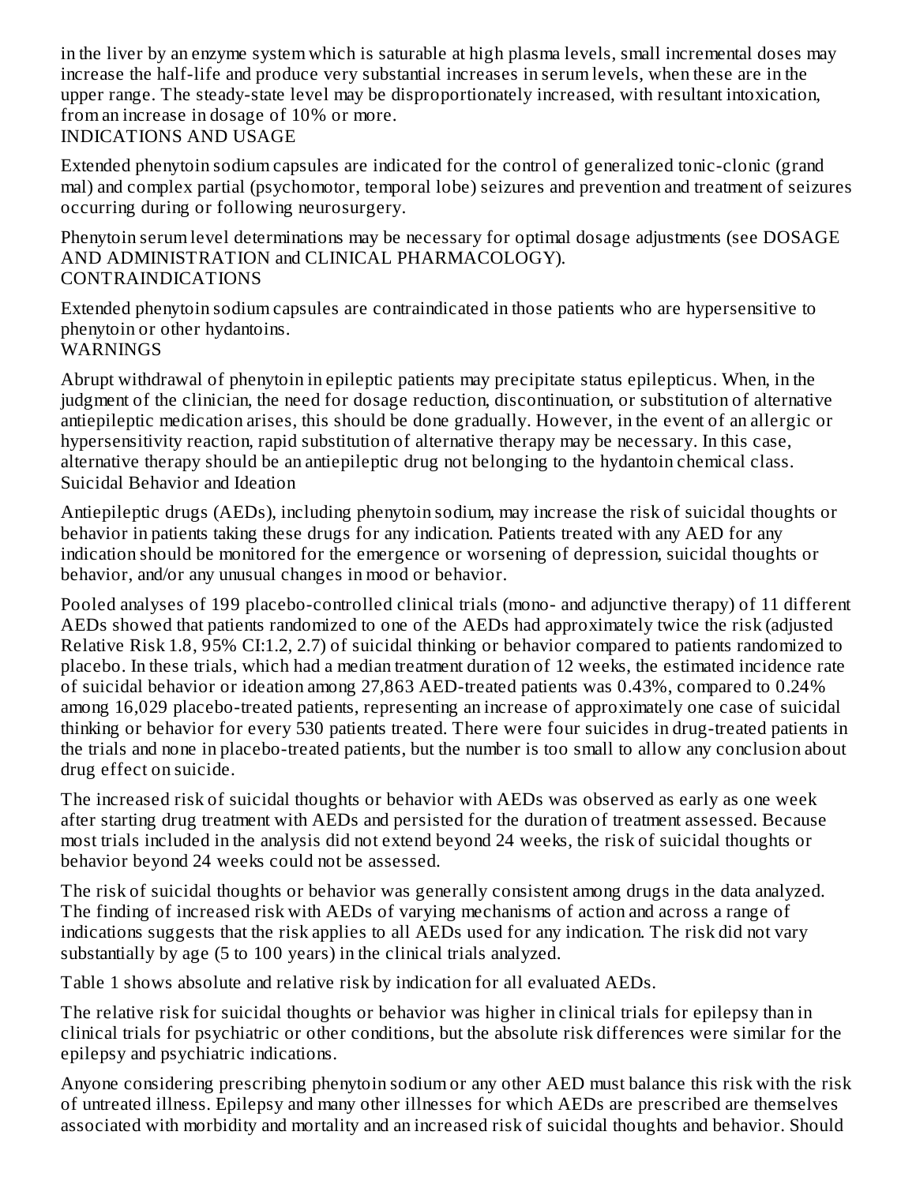in the liver by an enzyme system which is saturable at high plasma levels, small incremental doses may increase the half-life and produce very substantial increases in serum levels, when these are in the upper range. The steady-state level may be disproportionately increased, with resultant intoxication, from an increase in dosage of 10% or more.

## INDICATIONS AND USAGE

Extended phenytoin sodium capsules are indicated for the control of generalized tonic-clonic (grand mal) and complex partial (psychomotor, temporal lobe) seizures and prevention and treatment of seizures occurring during or following neurosurgery.

Phenytoin serum level determinations may be necessary for optimal dosage adjustments (see DOSAGE AND ADMINISTRATION and CLINICAL PHARMACOLOGY).

## CONTRAINDICATIONS

Extended phenytoin sodium capsules are contraindicated in those patients who are hypersensitive to phenytoin or other hydantoins.

## WARNINGS

Abrupt withdrawal of phenytoin in epileptic patients may precipitate status epilepticus. When, in the judgment of the clinician, the need for dosage reduction, discontinuation, or substitution of alternative antiepileptic medication arises, this should be done gradually. However, in the event of an allergic or hypersensitivity reaction, rapid substitution of alternative therapy may be necessary. In this case, alternative therapy should be an antiepileptic drug not belonging to the hydantoin chemical class.

### Suicidal Behavior and Ideation

Antiepileptic drugs (AEDs), including phenytoin sodium, may increase the risk of suicidal thoughts or behavior in patients taking these drugs for any indication. Patients treated with any AED for any indication should be monitored for the emergence or worsening of depression, suicidal thoughts or behavior, and/or any unusual changes in mood or behavior.

Pooled analyses of 199 placebo-controlled clinical trials (mono- and adjunctive therapy) of 11 different AEDs showed that patients randomized to one of the AEDs had approximately twice the risk (adjusted Relative Risk 1.8, 95% CI:1.2, 2.7) of suicidal thinking or behavior compared to patients randomized to placebo. In these trials, which had a median treatment duration of 12 weeks, the estimated incidence rate of suicidal behavior or ideation among 27,863 AED-treated patients was 0.43%, compared to 0.24% among 16,029 placebo-treated patients, representing an increase of approximately one case of suicidal thinking or behavior for every 530 patients treated. There were four suicides in drug-treated patients in the trials and none in placebo-treated patients, but the number is too small to allow any conclusion about drug effect on suicide.

The increased risk of suicidal thoughts or behavior with AEDs was observed as early as one week after starting drug treatment with AEDs and persisted for the duration of treatment assessed. Because most trials included in the analysis did not extend beyond 24 weeks, the risk of suicidal thoughts or behavior beyond 24 weeks could not be assessed.

The risk of suicidal thoughts or behavior was generally consistent among drugs in the data analyzed. The finding of increased risk with AEDs of varying mechanisms of action and across a range of indications suggests that the risk applies to all AEDs used for any indication. The risk did not vary substantially by age (5 to 100 years) in the clinical trials analyzed.

Table 1 shows absolute and relative risk by indication for all evaluated AEDs.

The relative risk for suicidal thoughts or behavior was higher in clinical trials for epilepsy than in clinical trials for psychiatric or other conditions, but the absolute risk differences were similar for the epilepsy and psychiatric indications.

Anyone considering prescribing phenytoin sodium or any other AED must balance this risk with the risk of untreated illness. Epilepsy and many other illnesses for which AEDs are prescribed are themselves associated with morbidity and mortality and an increased risk of suicidal thoughts and behavior. Should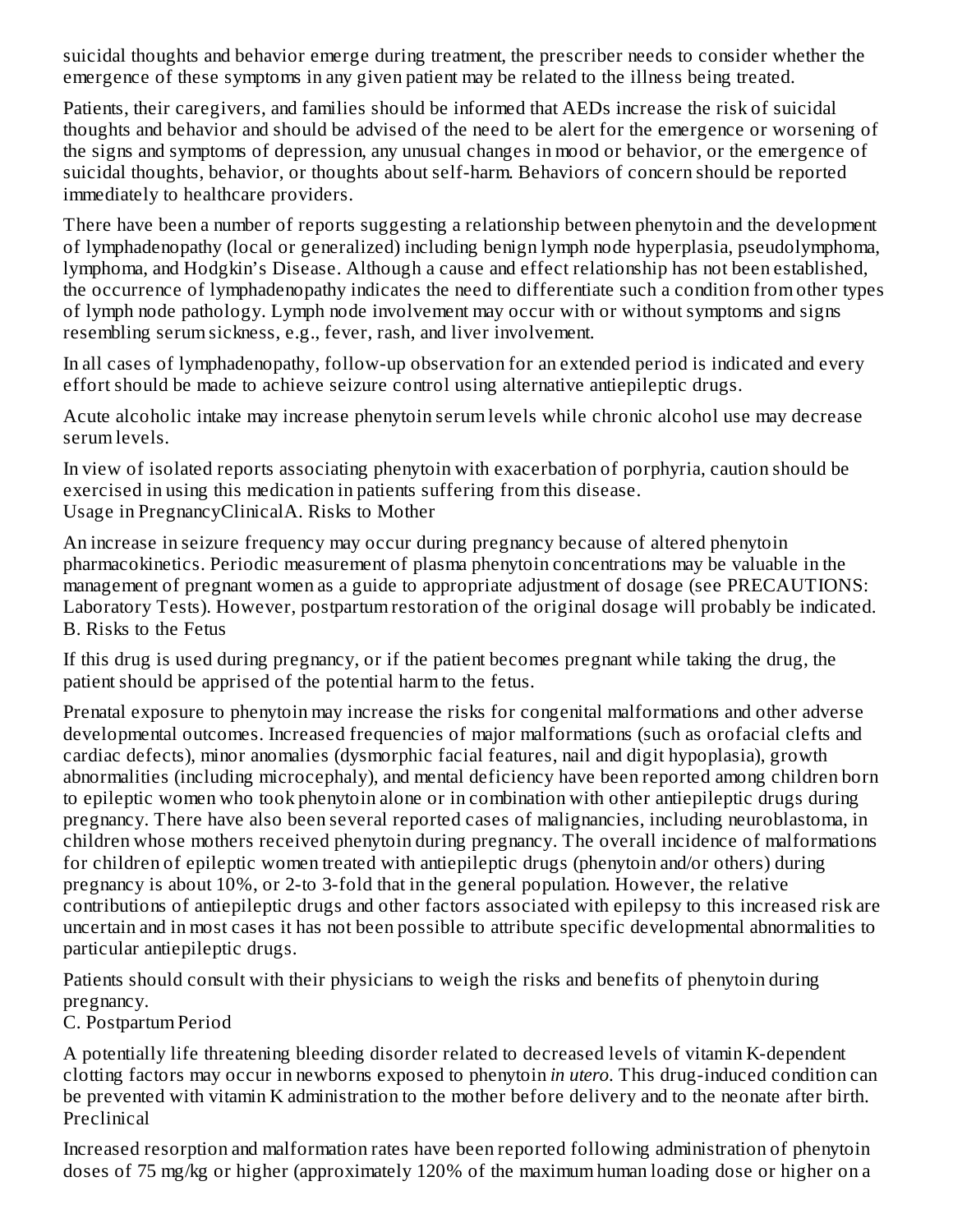suicidal thoughts and behavior emerge during treatment, the prescriber needs to consider whether the emergence of these symptoms in any given patient may be related to the illness being treated.

Patients, their caregivers, and families should be informed that AEDs increase the risk of suicidal thoughts and behavior and should be advised of the need to be alert for the emergence or worsening of the signs and symptoms of depression, any unusual changes in mood or behavior, or the emergence of suicidal thoughts, behavior, or thoughts about self-harm. Behaviors of concern should be reported immediately to healthcare providers.

There have been a number of reports suggesting a relationship between phenytoin and the development of lymphadenopathy (local or generalized) including benign lymph node hyperplasia, pseudolymphoma, lymphoma, and Hodgkin's Disease. Although a cause and effect relationship has not been established, the occurrence of lymphadenopathy indicates the need to differentiate such a condition from other types of lymph node pathology. Lymph node involvement may occur with or without symptoms and signs resembling serum sickness, e.g., fever, rash, and liver involvement.

In all cases of lymphadenopathy, follow-up observation for an extended period is indicated and every effort should be made to achieve seizure control using alternative antiepileptic drugs.

Acute alcoholic intake may increase phenytoin serum levels while chronic alcohol use may decrease serum levels.

In view of isolated reports associating phenytoin with exacerbation of porphyria, caution should be exercised in using this medication in patients suffering from this disease.

### Usage in Pregnancy

#### Clinical

##### A. Risks to Mother

An increase in seizure frequency may occur during pregnancy because of altered phenytoin pharmacokinetics. Periodic measurement of plasma phenytoin concentrations may be valuable in the management of pregnant women as a guide to appropriate adjustment of dosage (see PRECAUTIONS: Laboratory Tests). However, postpartum restoration of the original dosage will probably be indicated.

##### B. Risks to the Fetus

If this drug is used during pregnancy, or if the patient becomes pregnant while taking the drug, the patient should be apprised of the potential harm to the fetus.

Prenatal exposure to phenytoin may increase the risks for congenital malformations and other adverse developmental outcomes. Increased frequencies of major malformations (such as orofacial clefts and cardiac defects), minor anomalies (dysmorphic facial features, nail and digit hypoplasia), growth abnormalities (including microcephaly), and mental deficiency have been reported among children born to epileptic women who took phenytoin alone or in combination with other antiepileptic drugs during pregnancy. There have also been several reported cases of malignancies, including neuroblastoma, in children whose mothers received phenytoin during pregnancy. The overall incidence of malformations for children of epileptic women treated with antiepileptic drugs (phenytoin and/or others) during pregnancy is about 10%, or 2-to 3-fold that in the general population. However, the relative contributions of antiepileptic drugs and other factors associated with epilepsy to this increased risk are uncertain and in most cases it has not been possible to attribute specific developmental abnormalities to particular antiepileptic drugs.

Patients should consult with their physicians to weigh the risks and benefits of phenytoin during pregnancy.

##### C. Postpartum Period

A potentially life threatening bleeding disorder related to decreased levels of vitamin K-dependent clotting factors may occur in newborns exposed to phenytoin *in utero*. This drug-induced condition can be prevented with vitamin K administration to the mother before delivery and to the neonate after birth.

#### Preclinical

Increased resorption and malformation rates have been reported following administration of phenytoin doses of 75 mg/kg or higher (approximately 120% of the maximum human loading dose or higher on a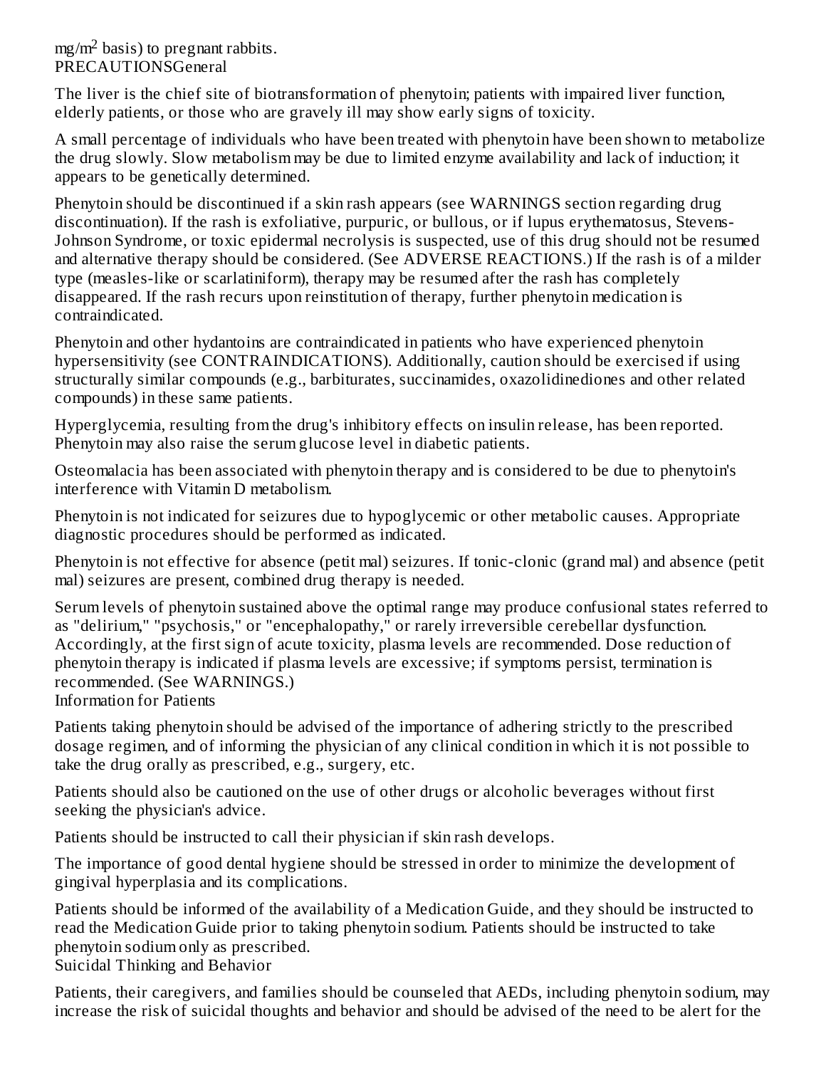$mg/m^2$ basis) to pregnant rabbits.

## PRECAUTIONS

### General

The liver is the chief site of biotransformation of phenytoin; patients with impaired liver function, elderly patients, or those who are gravely ill may show early signs of toxicity.

A small percentage of individuals who have been treated with phenytoin have been shown to metabolize the drug slowly. Slow metabolism may be due to limited enzyme availability and lack of induction; it appears to be genetically determined.

Phenytoin should be discontinued if a skin rash appears (see WARNINGS section regarding drug discontinuation). If the rash is exfoliative, purpuric, or bullous, or if lupus erythematosus, Stevens-Johnson Syndrome, or toxic epidermal necrolysis is suspected, use of this drug should not be resumed and alternative therapy should be considered. (See ADVERSE REACTIONS.) If the rash is of a milder type (measles-like or scarlatiniform), therapy may be resumed after the rash has completely disappeared. If the rash recurs upon reinstitution of therapy, further phenytoin medication is contraindicated.

Phenytoin and other hydantoins are contraindicated in patients who have experienced phenytoin hypersensitivity (see CONTRAINDICATIONS). Additionally, caution should be exercised if using structurally similar compounds (e.g., barbiturates, succinamides, oxazolidinediones and other related compounds) in these same patients.

Hyperglycemia, resulting from the drug's inhibitory effects on insulin release, has been reported. Phenytoin may also raise the serum glucose level in diabetic patients.

Osteomalacia has been associated with phenytoin therapy and is considered to be due to phenytoin's interference with Vitamin D metabolism.

Phenytoin is not indicated for seizures due to hypoglycemic or other metabolic causes. Appropriate diagnostic procedures should be performed as indicated.

Phenytoin is not effective for absence (petit mal) seizures. If tonic-clonic (grand mal) and absence (petit mal) seizures are present, combined drug therapy is needed.

Serum levels of phenytoin sustained above the optimal range may produce confusional states referred to as "delirium," "psychosis," or "encephalopathy," or rarely irreversible cerebellar dysfunction. Accordingly, at the first sign of acute toxicity, plasma levels are recommended. Dose reduction of phenytoin therapy is indicated if plasma levels are excessive; if symptoms persist, termination is recommended. (See WARNINGS.)

### Information for Patients

Patients taking phenytoin should be advised of the importance of adhering strictly to the prescribed dosage regimen, and of informing the physician of any clinical condition in which it is not possible to take the drug orally as prescribed, e.g., surgery, etc.

Patients should also be cautioned on the use of other drugs or alcoholic beverages without first seeking the physician's advice.

Patients should be instructed to call their physician if skin rash develops.

The importance of good dental hygiene should be stressed in order to minimize the development of gingival hyperplasia and its complications.

Patients should be informed of the availability of a Medication Guide, and they should be instructed to read the Medication Guide prior to taking phenytoin sodium. Patients should be instructed to take phenytoin sodium only as prescribed.

### Suicidal Thinking and Behavior

Patients, their caregivers, and families should be counseled that AEDs, including phenytoin sodium, may increase the risk of suicidal thoughts and behavior and should be advised of the need to be alert for the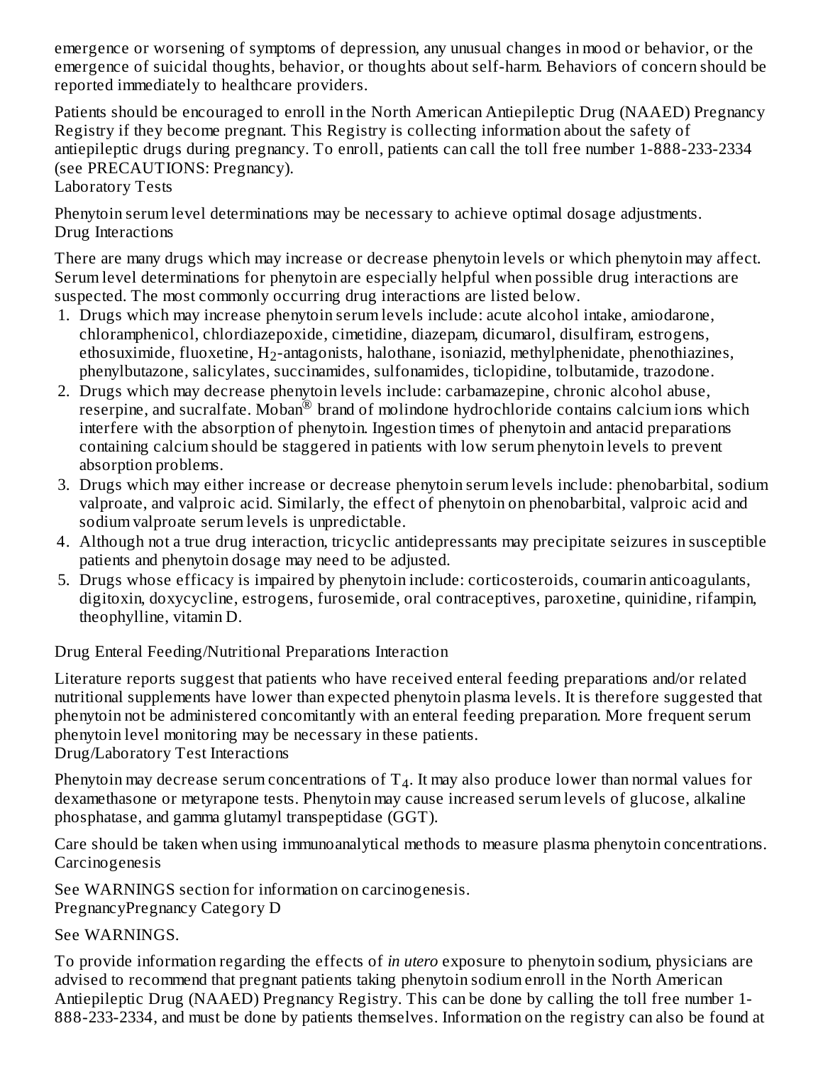emergence or worsening of symptoms of depression, any unusual changes in mood or behavior, or the emergence of suicidal thoughts, behavior, or thoughts about self-harm. Behaviors of concern should be reported immediately to healthcare providers.

Patients should be encouraged to enroll in the North American Antiepileptic Drug (NAAED) Pregnancy Registry if they become pregnant. This Registry is collecting information about the safety of antiepileptic drugs during pregnancy. To enroll, patients can call the toll free number 1-888-233-2334 (see PRECAUTIONS: Pregnancy).

### Laboratory Tests

Phenytoin serum level determinations may be necessary to achieve optimal dosage adjustments.

### Drug Interactions

There are many drugs which may increase or decrease phenytoin levels or which phenytoin may affect. Serum level determinations for phenytoin are especially helpful when possible drug interactions are suspected. The most commonly occurring drug interactions are listed below.

1. Drugs which may increase phenytoin serum levels include: acute alcohol intake, amiodarone, chloramphenicol, chlordiazepoxide, cimetidine, diazepam, dicumarol, disulfiram, estrogens, ethosuximide, fluoxetine, $H_2$-antagonists, halothane, isoniazid, methylphenidate, phenothiazines, phenylbutazone, salicylates, succinamides, sulfonamides, ticlopidine, tolbutamide, trazodone.
2. Drugs which may decrease phenytoin levels include: carbamazepine, chronic alcohol abuse, reserpine, and sucralfate. Moban® brand of molindone hydrochloride contains calcium ions which interfere with the absorption of phenytoin. Ingestion times of phenytoin and antacid preparations containing calcium should be staggered in patients with low serum phenytoin levels to prevent absorption problems.
3. Drugs which may either increase or decrease phenytoin serum levels include: phenobarbital, sodium valproate, and valproic acid. Similarly, the effect of phenytoin on phenobarbital, valproic acid and sodium valproate serum levels is unpredictable.
4. Although not a true drug interaction, tricyclic antidepressants may precipitate seizures in susceptible patients and phenytoin dosage may need to be adjusted.
5. Drugs whose efficacy is impaired by phenytoin include: corticosteroids, coumarin anticoagulants, digitoxin, doxycycline, estrogens, furosemide, oral contraceptives, paroxetine, quinidine, rifampin, theophylline, vitamin D.

### Drug Enteral Feeding/Nutritional Preparations Interaction

Literature reports suggest that patients who have received enteral feeding preparations and/or related nutritional supplements have lower than expected phenytoin plasma levels. It is therefore suggested that phenytoin not be administered concomitantly with an enteral feeding preparation. More frequent serum phenytoin level monitoring may be necessary in these patients.

### Drug/Laboratory Test Interactions

Phenytoin may decrease serum concentrations of $T_4$. It may also produce lower than normal values for dexamethasone or metyrapone tests. Phenytoin may cause increased serum levels of glucose, alkaline phosphatase, and gamma glutamyl transpeptidase (GGT).

Care should be taken when using immunoanalytical methods to measure plasma phenytoin concentrations.

### Carcinogenesis

See WARNINGS section for information on carcinogenesis.

### PregnancyPregnancy Category D

See WARNINGS.

To provide information regarding the effects of *in utero* exposure to phenytoin sodium, physicians are advised to recommend that pregnant patients taking phenytoin sodium enroll in the North American Antiepileptic Drug (NAAED) Pregnancy Registry. This can be done by calling the toll free number 1-888-233-2334, and must be done by patients themselves. Information on the registry can also be found at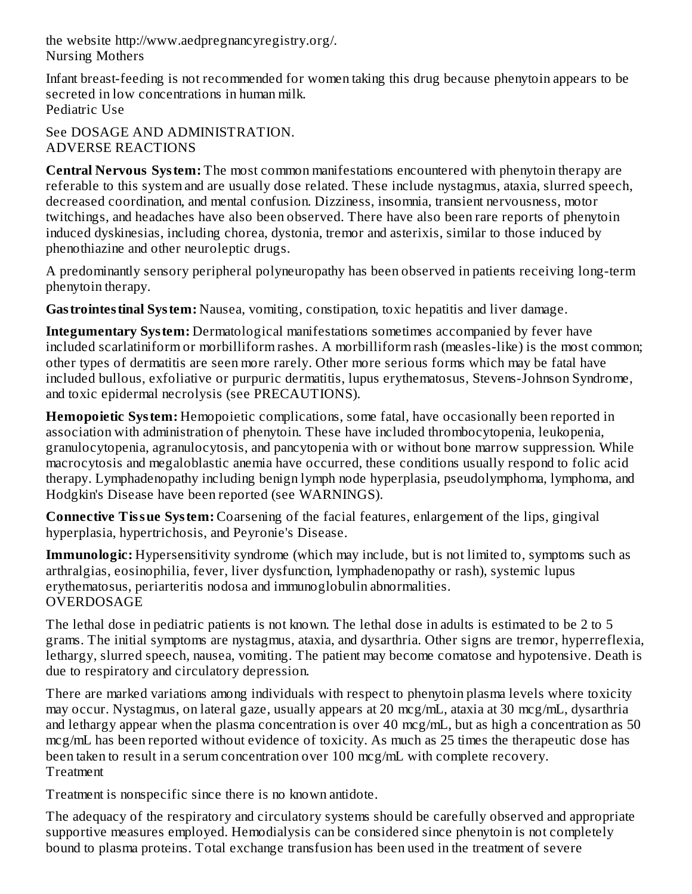the website http://www.aedpregnancyregistry.org/.

### Nursing Mothers

Infant breast-feeding is not recommended for women taking this drug because phenytoin appears to be secreted in low concentrations in human milk.

### Pediatric Use

See DOSAGE AND ADMINISTRATION.

## ADVERSE REACTIONS

**Central Nervous System:** The most common manifestations encountered with phenytoin therapy are referable to this system and are usually dose related. These include nystagmus, ataxia, slurred speech, decreased coordination, and mental confusion. Dizziness, insomnia, transient nervousness, motor twitchings, and headaches have also been observed. There have also been rare reports of phenytoin induced dyskinesias, including chorea, dystonia, tremor and asterixis, similar to those induced by phenothiazine and other neuroleptic drugs.

A predominantly sensory peripheral polyneuropathy has been observed in patients receiving long-term phenytoin therapy.

**Gastrointestinal System:** Nausea, vomiting, constipation, toxic hepatitis and liver damage.

**Integumentary System:** Dermatological manifestations sometimes accompanied by fever have included scarlatiniform or morbilliform rashes. A morbilliform rash (measles-like) is the most common; other types of dermatitis are seen more rarely. Other more serious forms which may be fatal have included bullous, exfoliative or purpuric dermatitis, lupus erythematosus, Stevens-Johnson Syndrome, and toxic epidermal necrolysis (see PRECAUTIONS).

**Hemopoietic System:** Hemopoietic complications, some fatal, have occasionally been reported in association with administration of phenytoin. These have included thrombocytopenia, leukopenia, granulocytopenia, agranulocytosis, and pancytopenia with or without bone marrow suppression. While macrocytosis and megaloblastic anemia have occurred, these conditions usually respond to folic acid therapy. Lymphadenopathy including benign lymph node hyperplasia, pseudolymphoma, lymphoma, and Hodgkin's Disease have been reported (see WARNINGS).

**Connective Tissue System:** Coarsening of the facial features, enlargement of the lips, gingival hyperplasia, hypertrichosis, and Peyronie's Disease.

**Immunologic:** Hypersensitivity syndrome (which may include, but is not limited to, symptoms such as arthralgias, eosinophilia, fever, liver dysfunction, lymphadenopathy or rash), systemic lupus erythematosus, periarteritis nodosa and immunoglobulin abnormalities.

## OVERDOSAGE

The lethal dose in pediatric patients is not known. The lethal dose in adults is estimated to be 2 to 5 grams. The initial symptoms are nystagmus, ataxia, and dysarthria. Other signs are tremor, hyperreflexia, lethargy, slurred speech, nausea, vomiting. The patient may become comatose and hypotensive. Death is due to respiratory and circulatory depression.

There are marked variations among individuals with respect to phenytoin plasma levels where toxicity may occur. Nystagmus, on lateral gaze, usually appears at 20 mcg/mL, ataxia at 30 mcg/mL, dysarthria and lethargy appear when the plasma concentration is over 40 mcg/mL, but as high a concentration as 50 mcg/mL has been reported without evidence of toxicity. As much as 25 times the therapeutic dose has been taken to result in a serum concentration over 100 mcg/mL with complete recovery.

### Treatment

Treatment is nonspecific since there is no known antidote.

The adequacy of the respiratory and circulatory systems should be carefully observed and appropriate supportive measures employed. Hemodialysis can be considered since phenytoin is not completely bound to plasma proteins. Total exchange transfusion has been used in the treatment of severe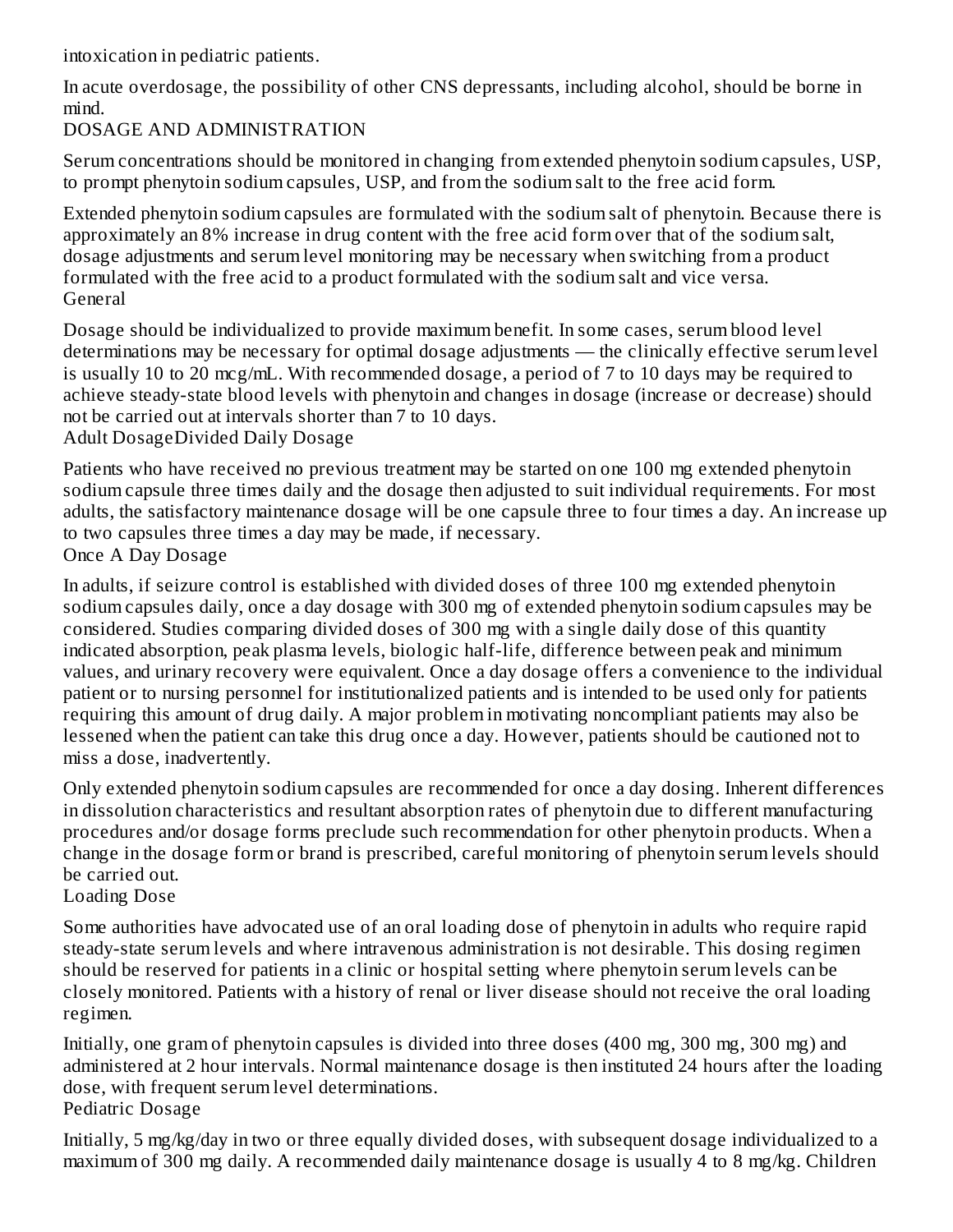intoxication in pediatric patients.

In acute overdosage, the possibility of other CNS depressants, including alcohol, should be borne in mind.

# DOSAGE AND ADMINISTRATION

Serum concentrations should be monitored in changing from extended phenytoin sodium capsules, USP, to prompt phenytoin sodium capsules, USP, and from the sodium salt to the free acid form.

Extended phenytoin sodium capsules are formulated with the sodium salt of phenytoin. Because there is approximately an 8% increase in drug content with the free acid form over that of the sodium salt, dosage adjustments and serum level monitoring may be necessary when switching from a product formulated with the free acid to a product formulated with the sodium salt and vice versa.

## General

Dosage should be individualized to provide maximum benefit. In some cases, serum blood level determinations may be necessary for optimal dosage adjustments — the clinically effective serum level is usually 10 to 20 mcg/mL. With recommended dosage, a period of 7 to 10 days may be required to achieve steady-state blood levels with phenytoin and changes in dosage (increase or decrease) should not be carried out at intervals shorter than 7 to 10 days.

## Adult Dosage

### Divided Daily Dosage

Patients who have received no previous treatment may be started on one 100 mg extended phenytoin sodium capsule three times daily and the dosage then adjusted to suit individual requirements. For most adults, the satisfactory maintenance dosage will be one capsule three to four times a day. An increase up to two capsules three times a day may be made, if necessary.

### Once A Day Dosage

In adults, if seizure control is established with divided doses of three 100 mg extended phenytoin sodium capsules daily, once a day dosage with 300 mg of extended phenytoin sodium capsules may be considered. Studies comparing divided doses of 300 mg with a single daily dose of this quantity indicated absorption, peak plasma levels, biologic half-life, difference between peak and minimum values, and urinary recovery were equivalent. Once a day dosage offers a convenience to the individual patient or to nursing personnel for institutionalized patients and is intended to be used only for patients requiring this amount of drug daily. A major problem in motivating noncompliant patients may also be lessened when the patient can take this drug once a day. However, patients should be cautioned not to miss a dose, inadvertently.

Only extended phenytoin sodium capsules are recommended for once a day dosing. Inherent differences in dissolution characteristics and resultant absorption rates of phenytoin due to different manufacturing procedures and/or dosage forms preclude such recommendation for other phenytoin products. When a change in the dosage form or brand is prescribed, careful monitoring of phenytoin serum levels should be carried out.

### Loading Dose

Some authorities have advocated use of an oral loading dose of phenytoin in adults who require rapid steady-state serum levels and where intravenous administration is not desirable. This dosing regimen should be reserved for patients in a clinic or hospital setting where phenytoin serum levels can be closely monitored. Patients with a history of renal or liver disease should not receive the oral loading regimen.

Initially, one gram of phenytoin capsules is divided into three doses (400 mg, 300 mg, 300 mg) and administered at 2 hour intervals. Normal maintenance dosage is then instituted 24 hours after the loading dose, with frequent serum level determinations.

## Pediatric Dosage

Initially, 5 mg/kg/day in two or three equally divided doses, with subsequent dosage individualized to a maximum of 300 mg daily. A recommended daily maintenance dosage is usually 4 to 8 mg/kg. Children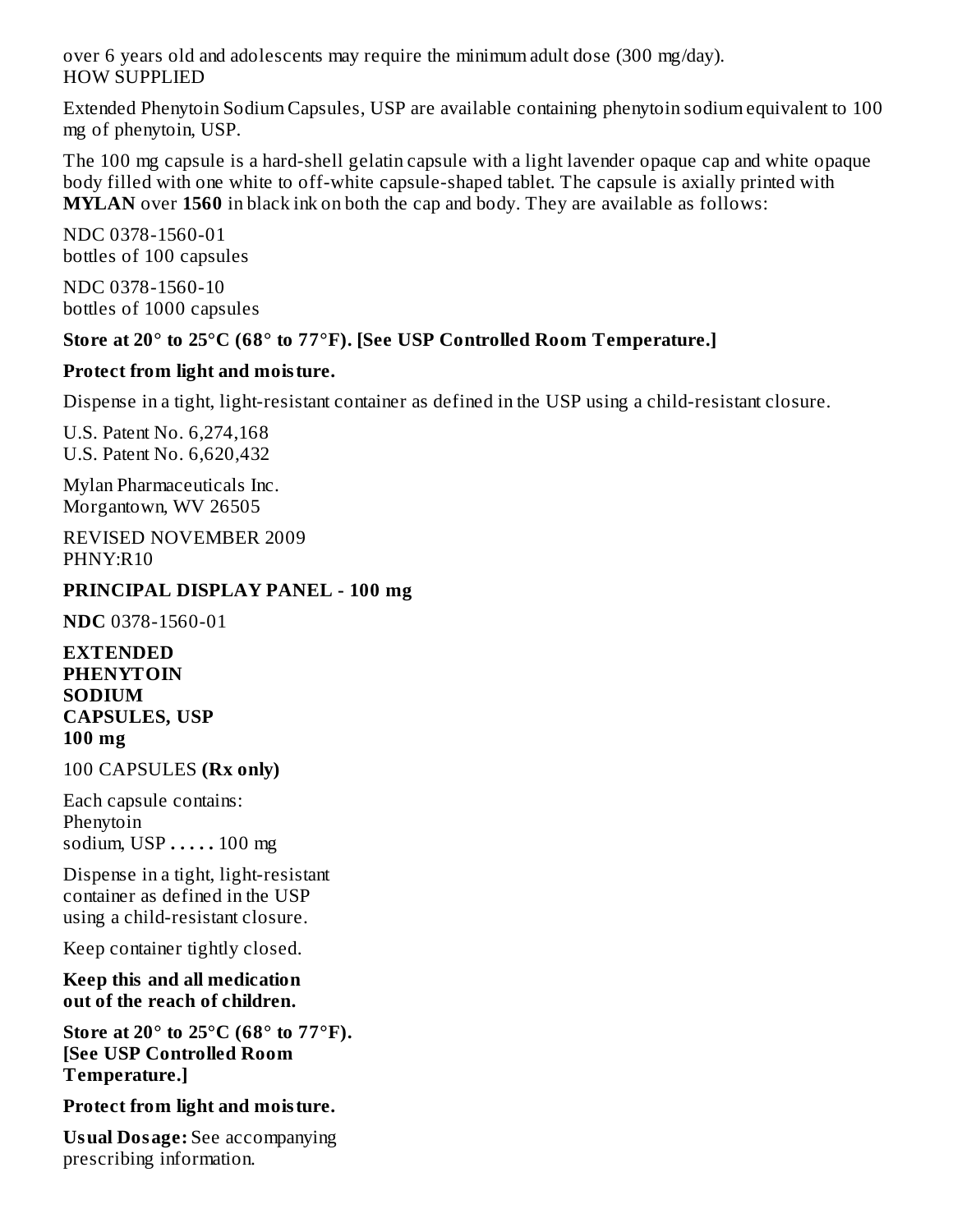over 6 years old and adolescents may require the minimum adult dose (300 mg/day).

## HOW SUPPLIED

Extended Phenytoin Sodium Capsules, USP are available containing phenytoin sodium equivalent to 100 mg of phenytoin, USP.

The 100 mg capsule is a hard-shell gelatin capsule with a light lavender opaque cap and white opaque body filled with one white to off-white capsule-shaped tablet. The capsule is axially printed with **MYLAN** over **1560** in black ink on both the cap and body. They are available as follows:

NDC 0378-1560-01
bottles of 100 capsules

NDC 0378-1560-10
bottles of 1000 capsules

**Store at 20° to 25°C (68° to 77°F). [See USP Controlled Room Temperature.]**

**Protect from light and moisture.**

Dispense in a tight, light-resistant container as defined in the USP using a child-resistant closure.

U.S. Patent No. 6,274,168
U.S. Patent No. 6,620,432

Mylan Pharmaceuticals Inc.
Morgantown, WV 26505

REVISED NOVEMBER 2009
PHNY:R10

## PRINCIPAL DISPLAY PANEL - 100 mg

**NDC** 0378-1560-01

**EXTENDED**
**PHENYTOIN**
**SODIUM**
**CAPSULES, USP**
**100 mg**

100 CAPSULES **(Rx only)**

Each capsule contains:
Phenytoin
sodium, USP **. . . . .** 100 mg

Dispense in a tight, light-resistant container as defined in the USP using a child-resistant closure.

Keep container tightly closed.

**Keep this and all medication out of the reach of children.**

**Store at 20° to 25°C (68° to 77°F). [See USP Controlled Room Temperature.]**

**Protect from light and moisture.**

**Usual Dosage:** See accompanying prescribing information.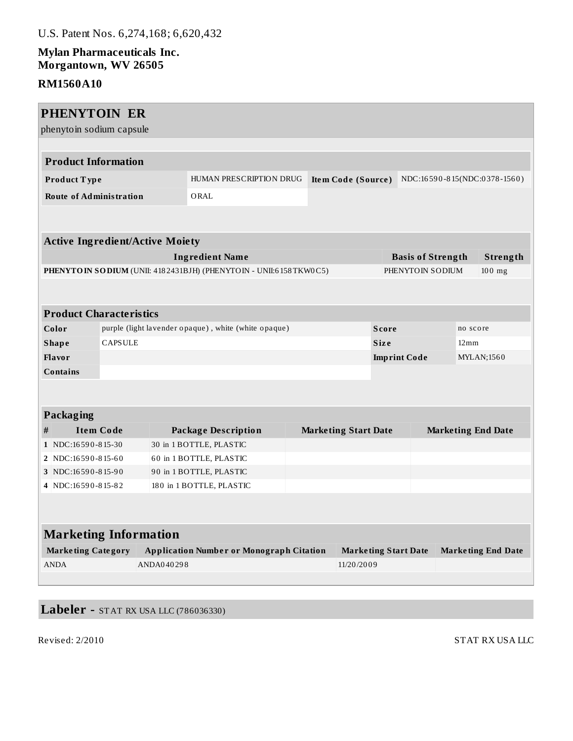U.S. Patent Nos. 6,274,168; 6,620,432

**Mylan Pharmaceuticals Inc.**
**Morgantown, WV 26505**

**RM1560A10**

## PHENYTOIN ER

phenytoin sodium capsule

### Product Information

| | | | |
|---|---|---|---|
| **Product Type** | HUMAN PRESCRIPTION DRUG | **Item Code (Source)** | NDC:16590-815(NDC:0378-1560) |
| **Route of Administration** | ORAL | | |

### Active Ingredient/Active Moiety

| Ingredient Name | Basis of Strength | Strength |
|---|---|---|
| **PHENYTOIN SODIUM** (UNII: 4182431BJH) (PHENYTOIN - UNII:6158TKW0C5) | PHENYTOIN SODIUM | 100 mg |

### Product Characteristics

| | | | |
|---|---|---|---|
| **Color** | purple (light lavender opaque) , white (white opaque) | **Score** | no score |
| **Shape** | CAPSULE | **Size** | 12mm |
| **Flavor** | | **Imprint Code** | MYLAN;1560 |
| **Contains** | | | |

### Packaging

| # | Item Code | Package Description | Marketing Start Date | Marketing End Date |
|---|---|---|---|---|
| 1 | NDC:16590-815-30 | 30 in 1 BOTTLE, PLASTIC | | |
| 2 | NDC:16590-815-60 | 60 in 1 BOTTLE, PLASTIC | | |
| 3 | NDC:16590-815-90 | 90 in 1 BOTTLE, PLASTIC | | |
| 4 | NDC:16590-815-82 | 180 in 1 BOTTLE, PLASTIC | | |

### Marketing Information

| Marketing Category | Application Number or Monograph Citation | Marketing Start Date | Marketing End Date |
|---|---|---|---|
| ANDA | ANDA040298 | 11/20/2009 | |

## Labeler - STAT RX USA LLC (786036330)

Revised: 2/2010

STAT RX USA LLC